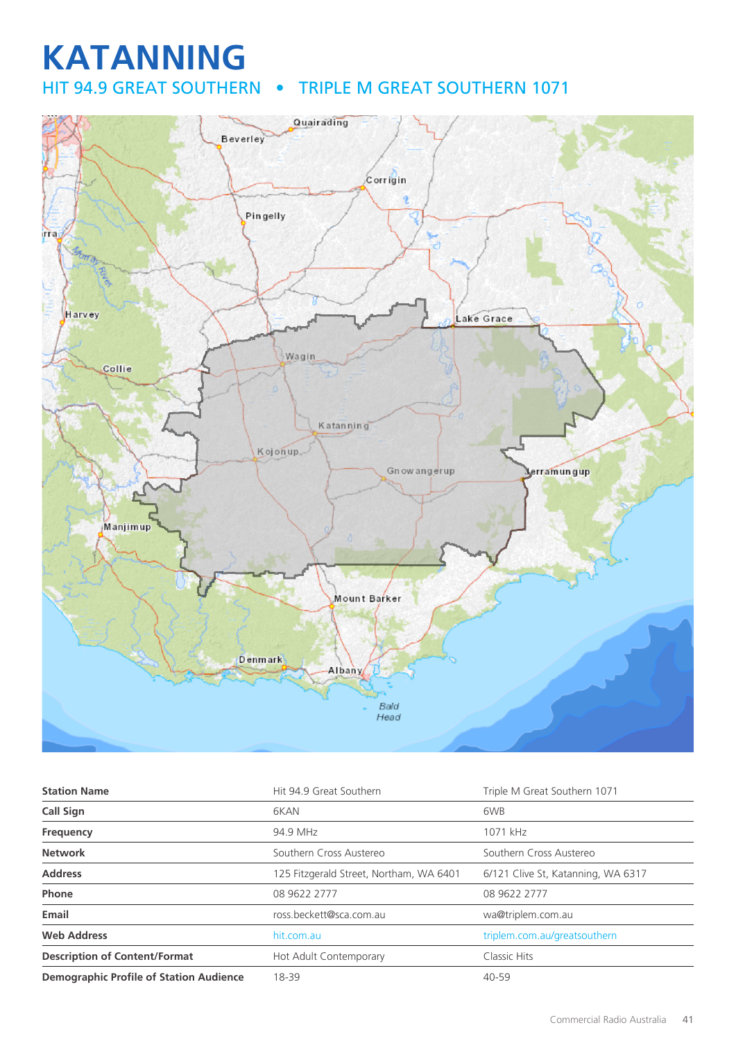# KATANNING

## HIT 94.9 GREAT SOUTHERN • TRIPLE M GREAT SOUTHERN 1071

| Station Name | Hit 94.9 Great Southern | Triple M Great Southern 1071 |
|---|---|---|
| **Call Sign** | 6KAN | 6WB |
| **Frequency** | 94.9 MHz | 1071 kHz |
| **Network** | Southern Cross Austereo | Southern Cross Austereo |
| **Address** | 125 Fitzgerald Street, Northam, WA 6401 | 6/121 Clive St, Katanning, WA 6317 |
| **Phone** | 08 9622 2777 | 08 9622 2777 |
| **Email** | ross.beckett@sca.com.au | wa@triplem.com.au |
| **Web Address** | hit.com.au | triplem.com.au/greatsouthern |
| **Description of Content/Format** | Hot Adult Contemporary | Classic Hits |
| **Demographic Profile of Station Audience** | 18-39 | 40-59 |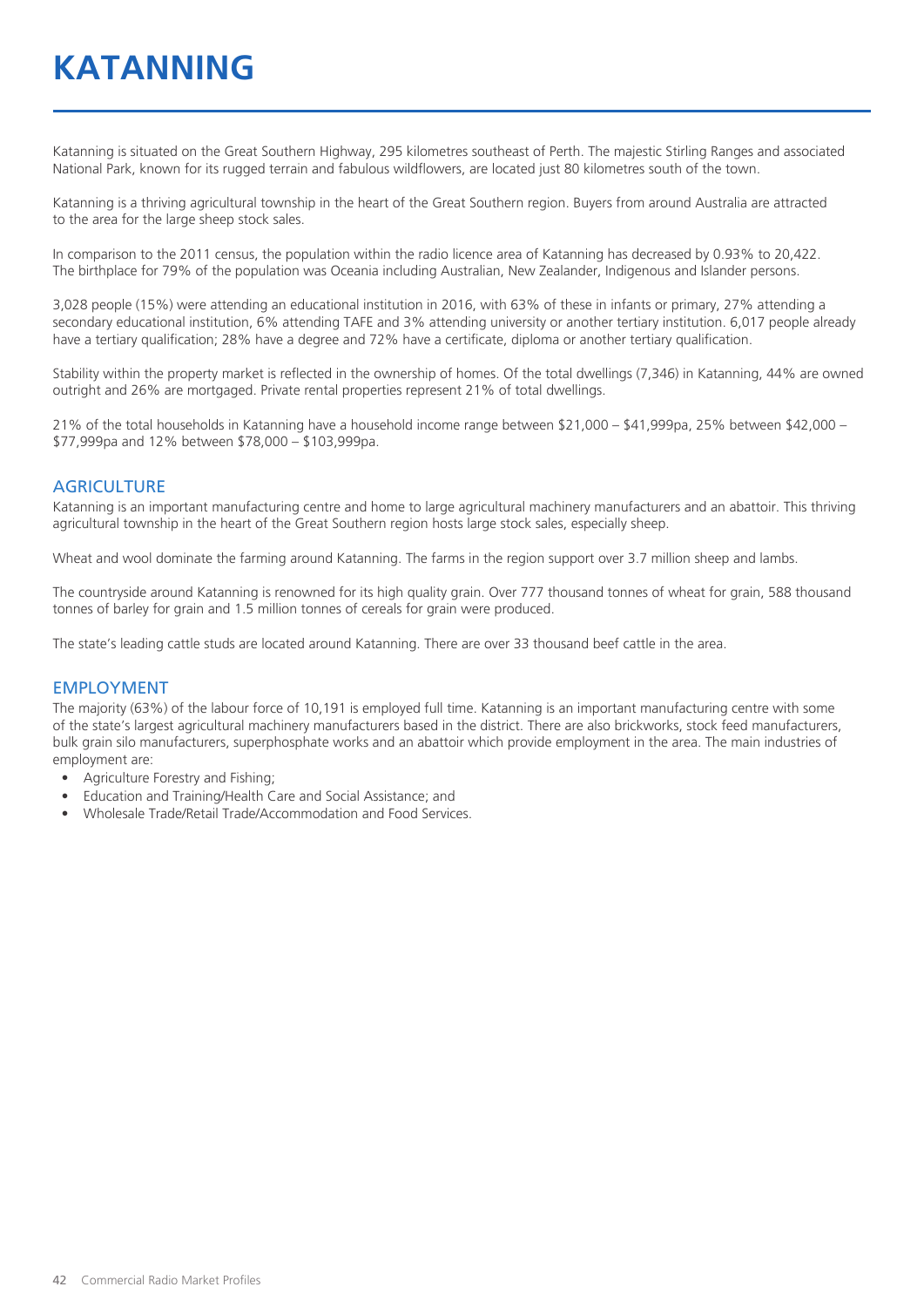# KATANNING

Katanning is situated on the Great Southern Highway, 295 kilometres southeast of Perth. The majestic Stirling Ranges and associated National Park, known for its rugged terrain and fabulous wildflowers, are located just 80 kilometres south of the town.

Katanning is a thriving agricultural township in the heart of the Great Southern region. Buyers from around Australia are attracted to the area for the large sheep stock sales.

In comparison to the 2011 census, the population within the radio licence area of Katanning has decreased by 0.93% to 20,422. The birthplace for 79% of the population was Oceania including Australian, New Zealander, Indigenous and Islander persons.

3,028 people (15%) were attending an educational institution in 2016, with 63% of these in infants or primary, 27% attending a secondary educational institution, 6% attending TAFE and 3% attending university or another tertiary institution. 6,017 people already have a tertiary qualification; 28% have a degree and 72% have a certificate, diploma or another tertiary qualification.

Stability within the property market is reflected in the ownership of homes. Of the total dwellings (7,346) in Katanning, 44% are owned outright and 26% are mortgaged. Private rental properties represent 21% of total dwellings.

21% of the total households in Katanning have a household income range between $21,000 – $41,999pa, 25% between $42,000 – $77,999pa and 12% between $78,000 – $103,999pa.

## AGRICULTURE

Katanning is an important manufacturing centre and home to large agricultural machinery manufacturers and an abattoir. This thriving agricultural township in the heart of the Great Southern region hosts large stock sales, especially sheep.

Wheat and wool dominate the farming around Katanning. The farms in the region support over 3.7 million sheep and lambs.

The countryside around Katanning is renowned for its high quality grain. Over 777 thousand tonnes of wheat for grain, 588 thousand tonnes of barley for grain and 1.5 million tonnes of cereals for grain were produced.

The state's leading cattle studs are located around Katanning. There are over 33 thousand beef cattle in the area.

## EMPLOYMENT

The majority (63%) of the labour force of 10,191 is employed full time. Katanning is an important manufacturing centre with some of the state's largest agricultural machinery manufacturers based in the district. There are also brickworks, stock feed manufacturers, bulk grain silo manufacturers, superphosphate works and an abattoir which provide employment in the area. The main industries of employment are:

- Agriculture Forestry and Fishing;
- Education and Training/Health Care and Social Assistance; and
- Wholesale Trade/Retail Trade/Accommodation and Food Services.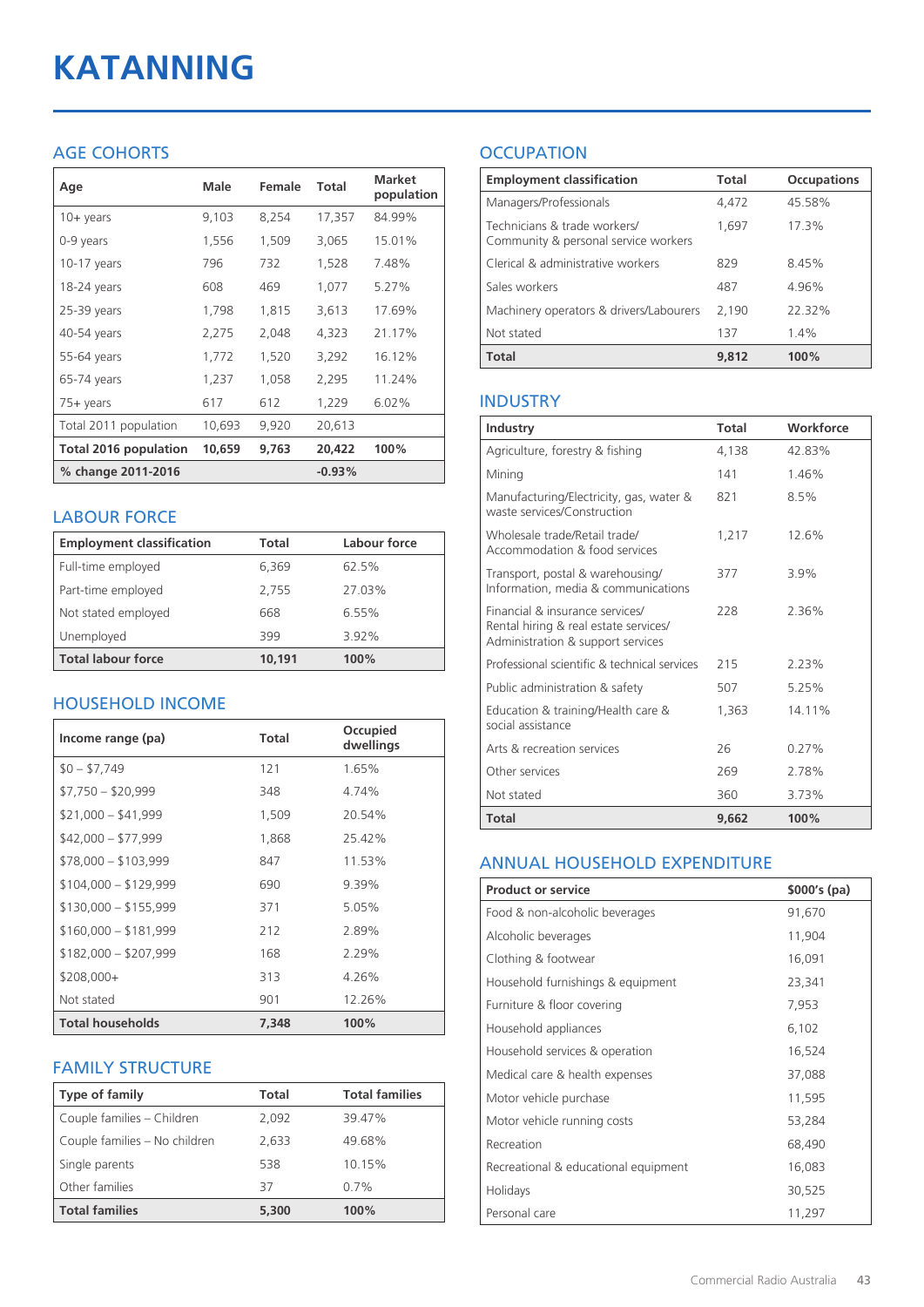# KATANNING

## AGE COHORTS

| Age | Male | Female | Total | Market population |
|---|---|---|---|---|
| 10+ years | 9,103 | 8,254 | 17,357 | 84.99% |
| 0-9 years | 1,556 | 1,509 | 3,065 | 15.01% |
| 10-17 years | 796 | 732 | 1,528 | 7.48% |
| 18-24 years | 608 | 469 | 1,077 | 5.27% |
| 25-39 years | 1,798 | 1,815 | 3,613 | 17.69% |
| 40-54 years | 2,275 | 2,048 | 4,323 | 21.17% |
| 55-64 years | 1,772 | 1,520 | 3,292 | 16.12% |
| 65-74 years | 1,237 | 1,058 | 2,295 | 11.24% |
| 75+ years | 617 | 612 | 1,229 | 6.02% |
| Total 2011 population | 10,693 | 9,920 | 20,613 | |
| **Total 2016 population** | **10,659** | **9,763** | **20,422** | **100%** |
| **% change 2011-2016** | | | **-0.93%** | |

## LABOUR FORCE

| Employment classification | Total | Labour force |
|---|---|---|
| Full-time employed | 6,369 | 62.5% |
| Part-time employed | 2,755 | 27.03% |
| Not stated employed | 668 | 6.55% |
| Unemployed | 399 | 3.92% |
| **Total labour force** | **10,191** | **100%** |

## HOUSEHOLD INCOME

| Income range (pa) | Total | Occupied dwellings |
|---|---|---|
| $0 – $7,749 | 121 | 1.65% |
| $7,750 – $20,999 | 348 | 4.74% |
| $21,000 – $41,999 | 1,509 | 20.54% |
| $42,000 – $77,999 | 1,868 | 25.42% |
| $78,000 – $103,999 | 847 | 11.53% |
| $104,000 – $129,999 | 690 | 9.39% |
| $130,000 – $155,999 | 371 | 5.05% |
| $160,000 – $181,999 | 212 | 2.89% |
| $182,000 – $207,999 | 168 | 2.29% |
| $208,000+ | 313 | 4.26% |
| Not stated | 901 | 12.26% |
| **Total households** | **7,348** | **100%** |

## FAMILY STRUCTURE

| Type of family | Total | Total families |
|---|---|---|
| Couple families – Children | 2,092 | 39.47% |
| Couple families – No children | 2,633 | 49.68% |
| Single parents | 538 | 10.15% |
| Other families | 37 | 0.7% |
| **Total families** | **5,300** | **100%** |

## OCCUPATION

| Employment classification | Total | Occupations |
|---|---|---|
| Managers/Professionals | 4,472 | 45.58% |
| Technicians & trade workers/ Community & personal service workers | 1,697 | 17.3% |
| Clerical & administrative workers | 829 | 8.45% |
| Sales workers | 487 | 4.96% |
| Machinery operators & drivers/Labourers | 2,190 | 22.32% |
| Not stated | 137 | 1.4% |
| **Total** | **9,812** | **100%** |

## INDUSTRY

| Industry | Total | Workforce |
|---|---|---|
| Agriculture, forestry & fishing | 4,138 | 42.83% |
| Mining | 141 | 1.46% |
| Manufacturing/Electricity, gas, water & waste services/Construction | 821 | 8.5% |
| Wholesale trade/Retail trade/ Accommodation & food services | 1,217 | 12.6% |
| Transport, postal & warehousing/ Information, media & communications | 377 | 3.9% |
| Financial & insurance services/ Rental hiring & real estate services/ Administration & support services | 228 | 2.36% |
| Professional scientific & technical services | 215 | 2.23% |
| Public administration & safety | 507 | 5.25% |
| Education & training/Health care & social assistance | 1,363 | 14.11% |
| Arts & recreation services | 26 | 0.27% |
| Other services | 269 | 2.78% |
| Not stated | 360 | 3.73% |
| **Total** | **9,662** | **100%** |

## ANNUAL HOUSEHOLD EXPENDITURE

| Product or service | $000's (pa) |
|---|---|
| Food & non-alcoholic beverages | 91,670 |
| Alcoholic beverages | 11,904 |
| Clothing & footwear | 16,091 |
| Household furnishings & equipment | 23,341 |
| Furniture & floor covering | 7,953 |
| Household appliances | 6,102 |
| Household services & operation | 16,524 |
| Medical care & health expenses | 37,088 |
| Motor vehicle purchase | 11,595 |
| Motor vehicle running costs | 53,284 |
| Recreation | 68,490 |
| Recreational & educational equipment | 16,083 |
| Holidays | 30,525 |
| Personal care | 11,297 |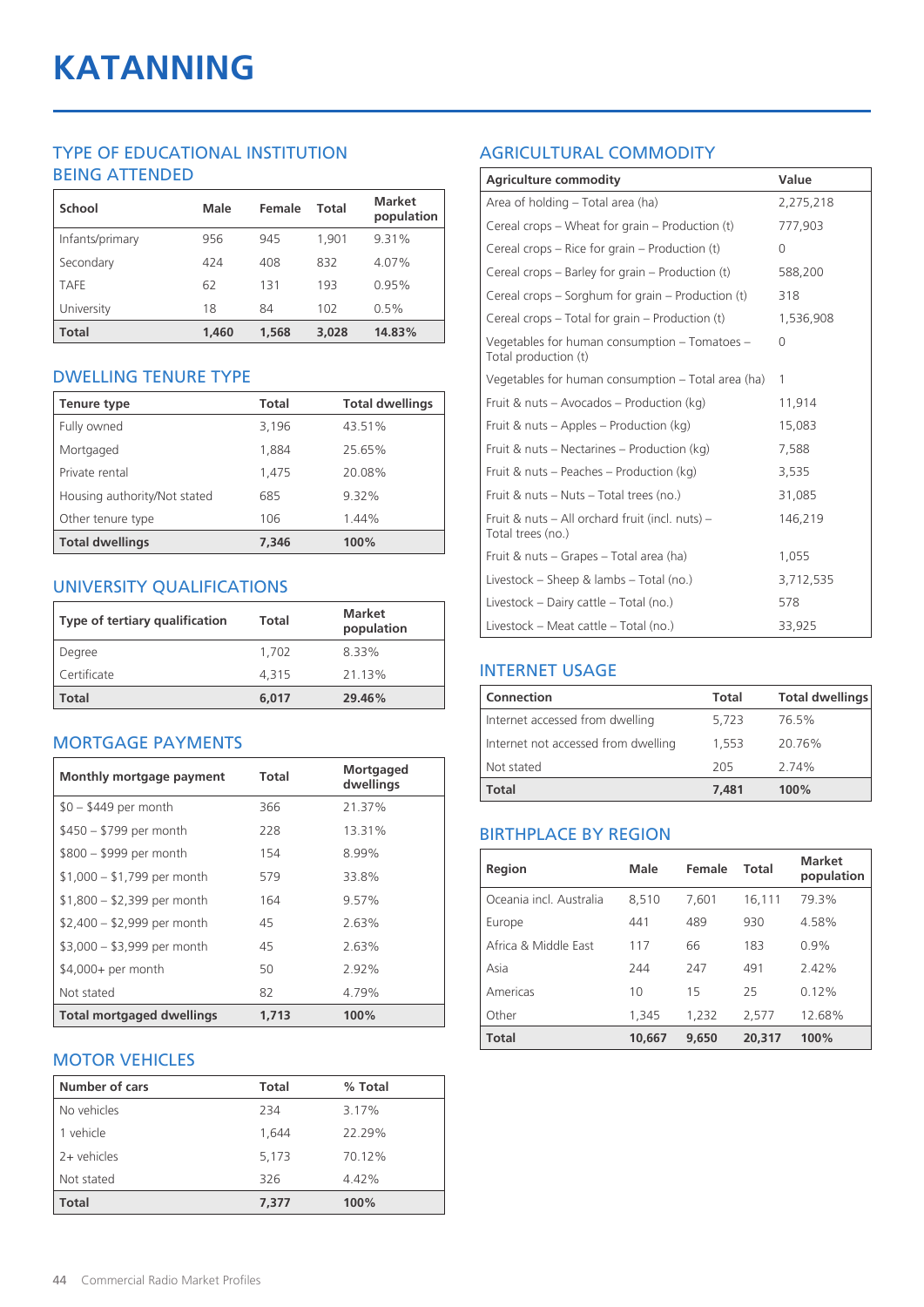# KATANNING

## TYPE OF EDUCATIONAL INSTITUTION BEING ATTENDED

| School | Male | Female | Total | Market population |
|---|---|---|---|---|
| Infants/primary | 956 | 945 | 1,901 | 9.31% |
| Secondary | 424 | 408 | 832 | 4.07% |
| TAFE | 62 | 131 | 193 | 0.95% |
| University | 18 | 84 | 102 | 0.5% |
| **Total** | **1,460** | **1,568** | **3,028** | **14.83%** |

## DWELLING TENURE TYPE

| Tenure type | Total | Total dwellings |
|---|---|---|
| Fully owned | 3,196 | 43.51% |
| Mortgaged | 1,884 | 25.65% |
| Private rental | 1,475 | 20.08% |
| Housing authority/Not stated | 685 | 9.32% |
| Other tenure type | 106 | 1.44% |
| **Total dwellings** | **7,346** | **100%** |

## UNIVERSITY QUALIFICATIONS

| Type of tertiary qualification | Total | Market population |
|---|---|---|
| Degree | 1,702 | 8.33% |
| Certificate | 4,315 | 21.13% |
| **Total** | **6,017** | **29.46%** |

## MORTGAGE PAYMENTS

| Monthly mortgage payment | Total | Mortgaged dwellings |
|---|---|---|
| $0 – $449 per month | 366 | 21.37% |
| $450 – $799 per month | 228 | 13.31% |
| $800 – $999 per month | 154 | 8.99% |
| $1,000 – $1,799 per month | 579 | 33.8% |
| $1,800 – $2,399 per month | 164 | 9.57% |
| $2,400 – $2,999 per month | 45 | 2.63% |
| $3,000 – $3,999 per month | 45 | 2.63% |
| $4,000+ per month | 50 | 2.92% |
| Not stated | 82 | 4.79% |
| **Total mortgaged dwellings** | **1,713** | **100%** |

## MOTOR VEHICLES

| Number of cars | Total | % Total |
|---|---|---|
| No vehicles | 234 | 3.17% |
| 1 vehicle | 1,644 | 22.29% |
| 2+ vehicles | 5,173 | 70.12% |
| Not stated | 326 | 4.42% |
| **Total** | **7,377** | **100%** |

## AGRICULTURAL COMMODITY

| Agriculture commodity | Value |
|---|---|
| Area of holding – Total area (ha) | 2,275,218 |
| Cereal crops – Wheat for grain – Production (t) | 777,903 |
| Cereal crops – Rice for grain – Production (t) | 0 |
| Cereal crops – Barley for grain – Production (t) | 588,200 |
| Cereal crops – Sorghum for grain – Production (t) | 318 |
| Cereal crops – Total for grain – Production (t) | 1,536,908 |
| Vegetables for human consumption – Tomatoes – Total production (t) | 0 |
| Vegetables for human consumption – Total area (ha) | 1 |
| Fruit & nuts – Avocados – Production (kg) | 11,914 |
| Fruit & nuts – Apples – Production (kg) | 15,083 |
| Fruit & nuts – Nectarines – Production (kg) | 7,588 |
| Fruit & nuts – Peaches – Production (kg) | 3,535 |
| Fruit & nuts – Nuts – Total trees (no.) | 31,085 |
| Fruit & nuts – All orchard fruit (incl. nuts) – Total trees (no.) | 146,219 |
| Fruit & nuts – Grapes – Total area (ha) | 1,055 |
| Livestock – Sheep & lambs – Total (no.) | 3,712,535 |
| Livestock – Dairy cattle – Total (no.) | 578 |
| Livestock – Meat cattle – Total (no.) | 33,925 |

## INTERNET USAGE

| Connection | Total | Total dwellings |
|---|---|---|
| Internet accessed from dwelling | 5,723 | 76.5% |
| Internet not accessed from dwelling | 1,553 | 20.76% |
| Not stated | 205 | 2.74% |
| **Total** | **7,481** | **100%** |

## BIRTHPLACE BY REGION

| Region | Male | Female | Total | Market population |
|---|---|---|---|---|
| Oceania incl. Australia | 8,510 | 7,601 | 16,111 | 79.3% |
| Europe | 441 | 489 | 930 | 4.58% |
| Africa & Middle East | 117 | 66 | 183 | 0.9% |
| Asia | 244 | 247 | 491 | 2.42% |
| Americas | 10 | 15 | 25 | 0.12% |
| Other | 1,345 | 1,232 | 2,577 | 12.68% |
| **Total** | **10,667** | **9,650** | **20,317** | **100%** |